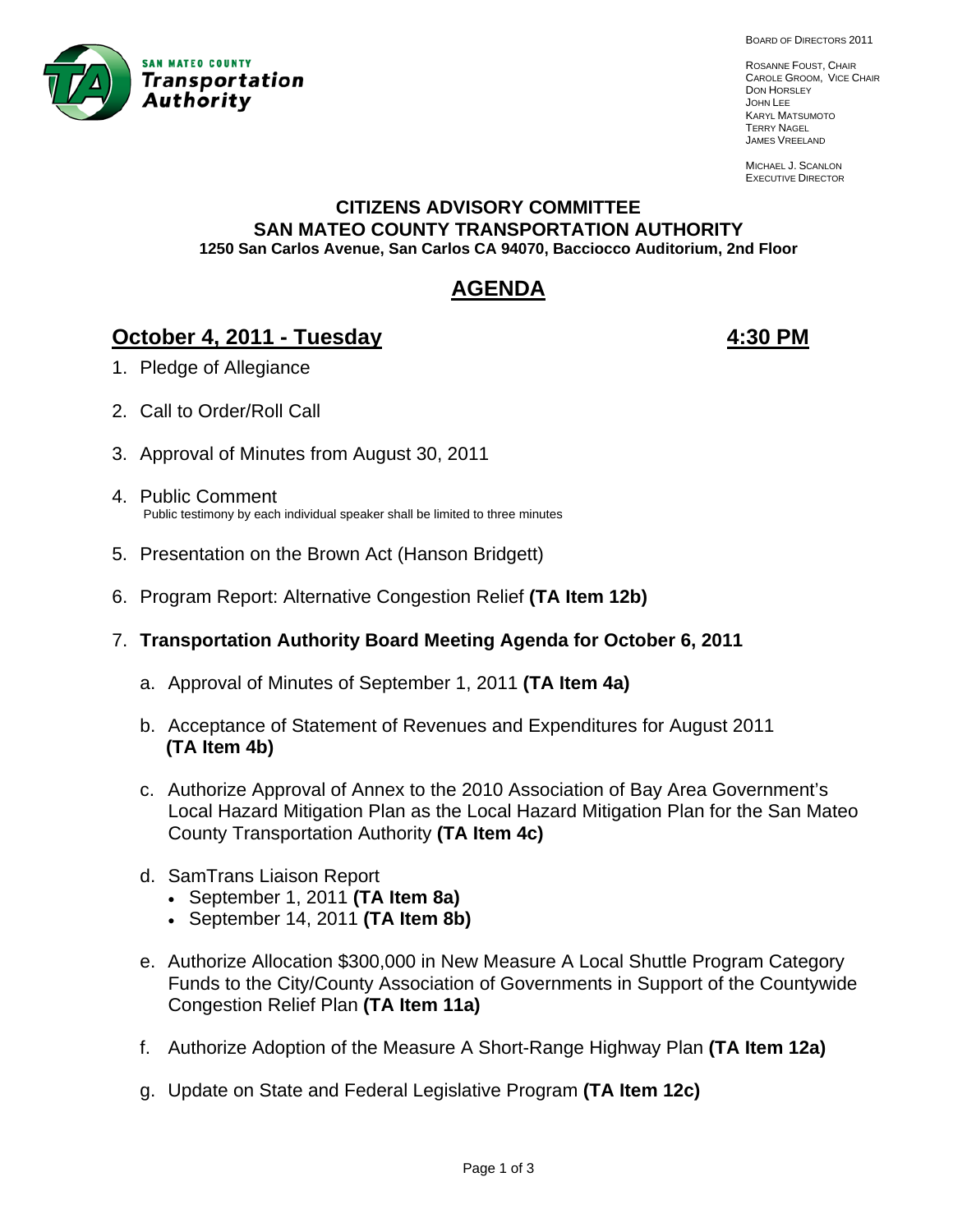SAN MATEO COUNTY **Transportation Authority**

BOARD OF DIRECTORS 2011

ROSANNE FOUST, CHAIR
CAROLE GROOM, VICE CHAIR
DON HORSLEY
JOHN LEE
KARYL MATSUMOTO
TERRY NAGEL
JAMES VREELAND

MICHAEL J. SCANLON
EXECUTIVE DIRECTOR

# CITIZENS ADVISORY COMMITTEE
# SAN MATEO COUNTY TRANSPORTATION AUTHORITY

**1250 San Carlos Avenue, San Carlos CA 94070, Bacciocco Auditorium, 2nd Floor**

## AGENDA

## October 4, 2011 - Tuesday 4:30 PM

1. Pledge of Allegiance

2. Call to Order/Roll Call

3. Approval of Minutes from August 30, 2011

4. Public Comment
   Public testimony by each individual speaker shall be limited to three minutes

5. Presentation on the Brown Act (Hanson Bridgett)

6. Program Report: Alternative Congestion Relief **(TA Item 12b)**

7. **Transportation Authority Board Meeting Agenda for October 6, 2011**

   a. Approval of Minutes of September 1, 2011 **(TA Item 4a)**

   b. Acceptance of Statement of Revenues and Expenditures for August 2011 **(TA Item 4b)**

   c. Authorize Approval of Annex to the 2010 Association of Bay Area Government's Local Hazard Mitigation Plan as the Local Hazard Mitigation Plan for the San Mateo County Transportation Authority **(TA Item 4c)**

   d. SamTrans Liaison Report
      - September 1, 2011 **(TA Item 8a)**
      - September 14, 2011 **(TA Item 8b)**

   e. Authorize Allocation $300,000 in New Measure A Local Shuttle Program Category Funds to the City/County Association of Governments in Support of the Countywide Congestion Relief Plan **(TA Item 11a)**

   f. Authorize Adoption of the Measure A Short-Range Highway Plan **(TA Item 12a)**

   g. Update on State and Federal Legislative Program **(TA Item 12c)**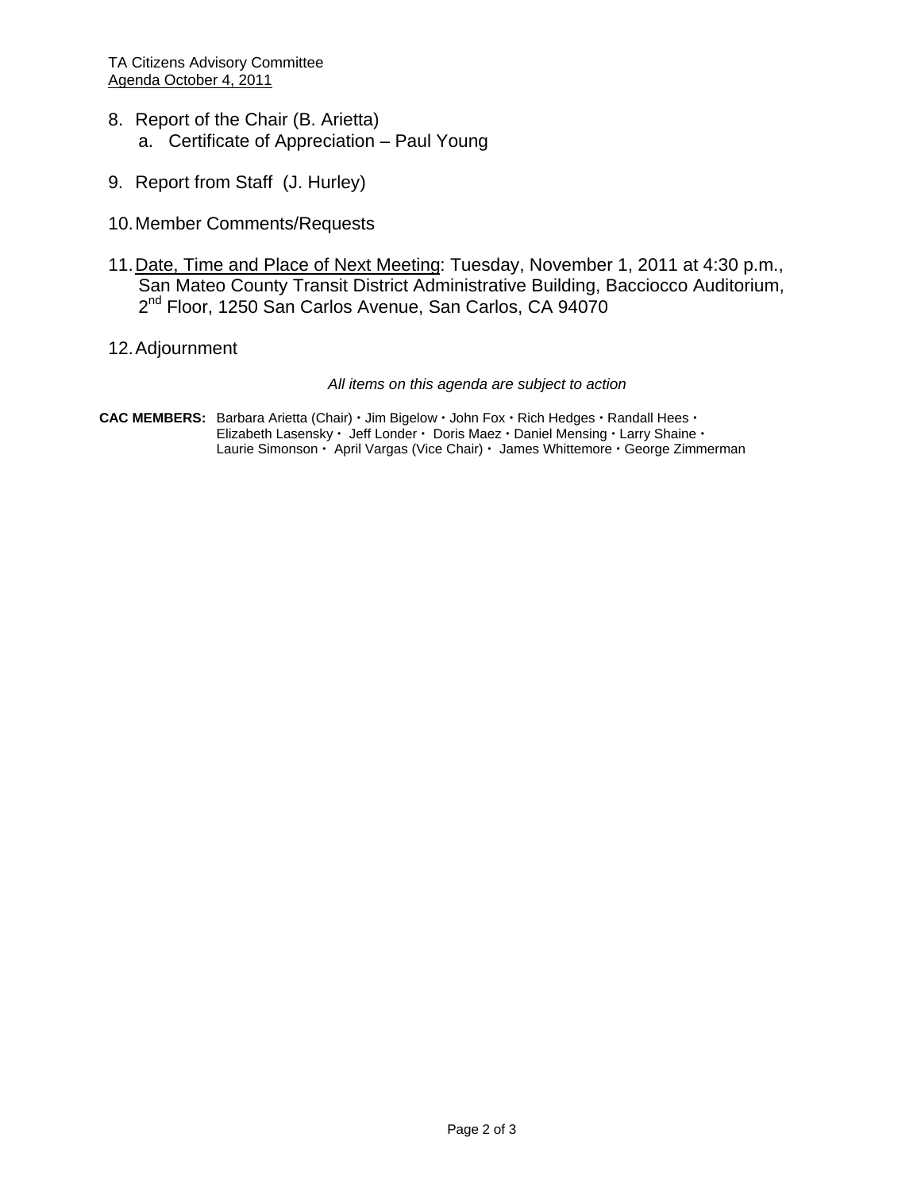8. Report of the Chair (B. Arietta)
   a. Certificate of Appreciation – Paul Young

9. Report from Staff (J. Hurley)

10. Member Comments/Requests

11. Date, Time and Place of Next Meeting: Tuesday, November 1, 2011 at 4:30 p.m., San Mateo County Transit District Administrative Building, Bacciocco Auditorium, 2nd Floor, 1250 San Carlos Avenue, San Carlos, CA 94070

12. Adjournment

*All items on this agenda are subject to action*

**CAC MEMBERS:** Barbara Arietta (Chair) • Jim Bigelow • John Fox • Rich Hedges • Randall Hees • Elizabeth Lasensky • Jeff Londer • Doris Maez • Daniel Mensing • Larry Shaine • Laurie Simonson • April Vargas (Vice Chair) • James Whittemore • George Zimmerman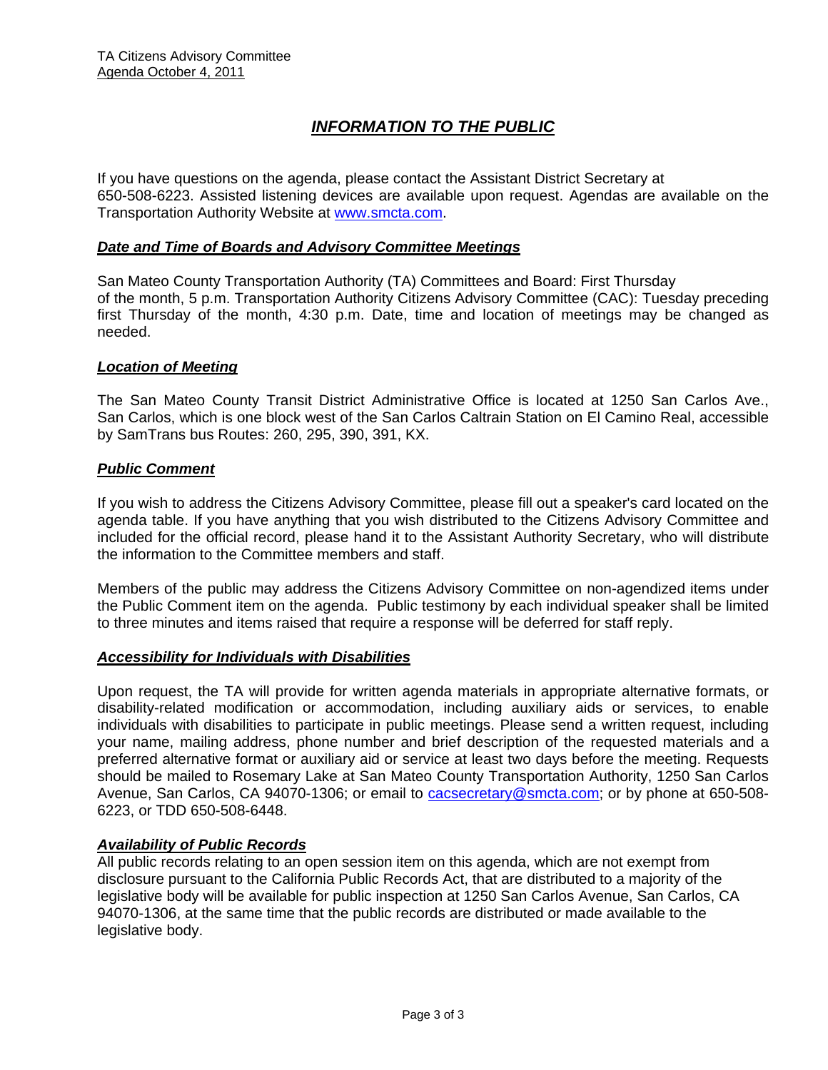# INFORMATION TO THE PUBLIC

If you have questions on the agenda, please contact the Assistant District Secretary at 650-508-6223. Assisted listening devices are available upon request. Agendas are available on the Transportation Authority Website at www.smcta.com.

### *Date and Time of Boards and Advisory Committee Meetings*

San Mateo County Transportation Authority (TA) Committees and Board: First Thursday of the month, 5 p.m. Transportation Authority Citizens Advisory Committee (CAC): Tuesday preceding first Thursday of the month, 4:30 p.m. Date, time and location of meetings may be changed as needed.

### *Location of Meeting*

The San Mateo County Transit District Administrative Office is located at 1250 San Carlos Ave., San Carlos, which is one block west of the San Carlos Caltrain Station on El Camino Real, accessible by SamTrans bus Routes: 260, 295, 390, 391, KX.

### *Public Comment*

If you wish to address the Citizens Advisory Committee, please fill out a speaker's card located on the agenda table. If you have anything that you wish distributed to the Citizens Advisory Committee and included for the official record, please hand it to the Assistant Authority Secretary, who will distribute the information to the Committee members and staff.

Members of the public may address the Citizens Advisory Committee on non-agendized items under the Public Comment item on the agenda. Public testimony by each individual speaker shall be limited to three minutes and items raised that require a response will be deferred for staff reply.

### *Accessibility for Individuals with Disabilities*

Upon request, the TA will provide for written agenda materials in appropriate alternative formats, or disability-related modification or accommodation, including auxiliary aids or services, to enable individuals with disabilities to participate in public meetings. Please send a written request, including your name, mailing address, phone number and brief description of the requested materials and a preferred alternative format or auxiliary aid or service at least two days before the meeting. Requests should be mailed to Rosemary Lake at San Mateo County Transportation Authority, 1250 San Carlos Avenue, San Carlos, CA 94070-1306; or email to cacsecretary@smcta.com; or by phone at 650-508-6223, or TDD 650-508-6448.

### *Availability of Public Records*

All public records relating to an open session item on this agenda, which are not exempt from disclosure pursuant to the California Public Records Act, that are distributed to a majority of the legislative body will be available for public inspection at 1250 San Carlos Avenue, San Carlos, CA 94070-1306, at the same time that the public records are distributed or made available to the legislative body.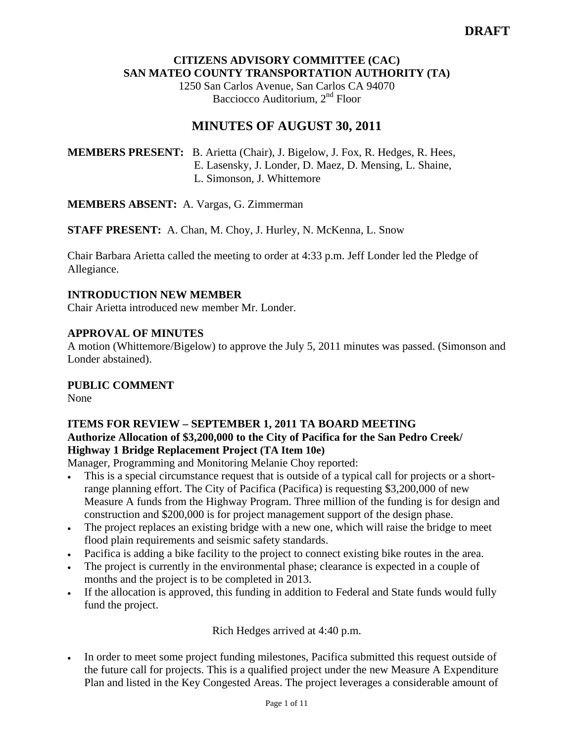**DRAFT**

**CITIZENS ADVISORY COMMITTEE (CAC)**
**SAN MATEO COUNTY TRANSPORTATION AUTHORITY (TA)**
1250 San Carlos Avenue, San Carlos CA 94070
Bacciocco Auditorium, 2nd Floor

# MINUTES OF AUGUST 30, 2011

**MEMBERS PRESENT:** B. Arietta (Chair), J. Bigelow, J. Fox, R. Hedges, R. Hees, E. Lasensky, J. Londer, D. Maez, D. Mensing, L. Shaine, L. Simonson, J. Whittemore

**MEMBERS ABSENT:** A. Vargas, G. Zimmerman

**STAFF PRESENT:** A. Chan, M. Choy, J. Hurley, N. McKenna, L. Snow

Chair Barbara Arietta called the meeting to order at 4:33 p.m. Jeff Londer led the Pledge of Allegiance.

**INTRODUCTION NEW MEMBER**
Chair Arietta introduced new member Mr. Londer.

**APPROVAL OF MINUTES**
A motion (Whittemore/Bigelow) to approve the July 5, 2011 minutes was passed. (Simonson and Londer abstained).

**PUBLIC COMMENT**
None

**ITEMS FOR REVIEW – SEPTEMBER 1, 2011 TA BOARD MEETING**
**Authorize Allocation of $3,200,000 to the City of Pacifica for the San Pedro Creek/ Highway 1 Bridge Replacement Project (TA Item 10e)**
Manager, Programming and Monitoring Melanie Choy reported:

- This is a special circumstance request that is outside of a typical call for projects or a short-range planning effort. The City of Pacifica (Pacifica) is requesting $3,200,000 of new Measure A funds from the Highway Program. Three million of the funding is for design and construction and $200,000 is for project management support of the design phase.
- The project replaces an existing bridge with a new one, which will raise the bridge to meet flood plain requirements and seismic safety standards.
- Pacifica is adding a bike facility to the project to connect existing bike routes in the area.
- The project is currently in the environmental phase; clearance is expected in a couple of months and the project is to be completed in 2013.
- If the allocation is approved, this funding in addition to Federal and State funds would fully fund the project.

Rich Hedges arrived at 4:40 p.m.

- In order to meet some project funding milestones, Pacifica submitted this request outside of the future call for projects. This is a qualified project under the new Measure A Expenditure Plan and listed in the Key Congested Areas. The project leverages a considerable amount of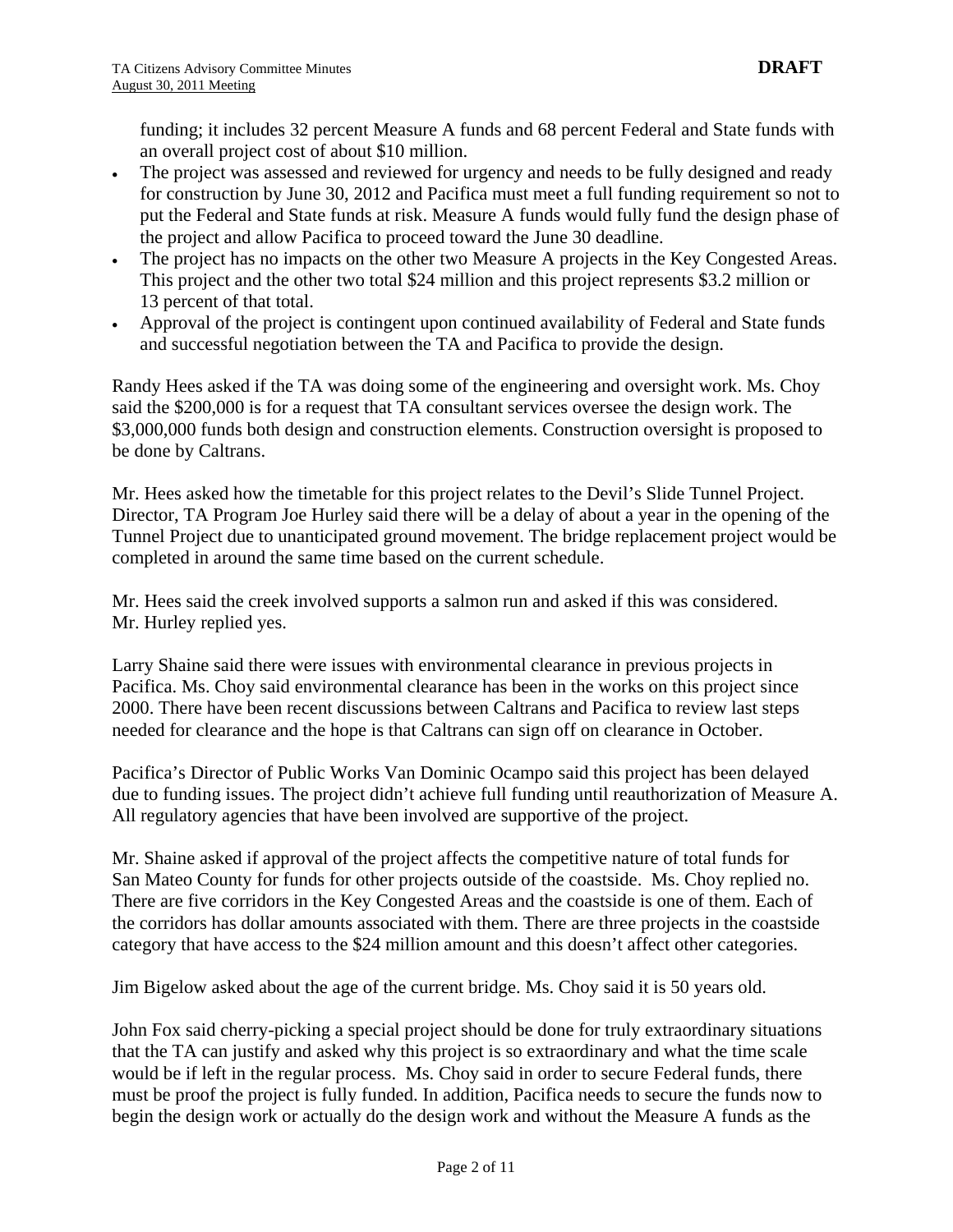funding; it includes 32 percent Measure A funds and 68 percent Federal and State funds with an overall project cost of about $10 million.

- The project was assessed and reviewed for urgency and needs to be fully designed and ready for construction by June 30, 2012 and Pacifica must meet a full funding requirement so not to put the Federal and State funds at risk. Measure A funds would fully fund the design phase of the project and allow Pacifica to proceed toward the June 30 deadline.
- The project has no impacts on the other two Measure A projects in the Key Congested Areas. This project and the other two total $24 million and this project represents $3.2 million or 13 percent of that total.
- Approval of the project is contingent upon continued availability of Federal and State funds and successful negotiation between the TA and Pacifica to provide the design.

Randy Hees asked if the TA was doing some of the engineering and oversight work. Ms. Choy said the $200,000 is for a request that TA consultant services oversee the design work. The $3,000,000 funds both design and construction elements. Construction oversight is proposed to be done by Caltrans.

Mr. Hees asked how the timetable for this project relates to the Devil's Slide Tunnel Project. Director, TA Program Joe Hurley said there will be a delay of about a year in the opening of the Tunnel Project due to unanticipated ground movement. The bridge replacement project would be completed in around the same time based on the current schedule.

Mr. Hees said the creek involved supports a salmon run and asked if this was considered. Mr. Hurley replied yes.

Larry Shaine said there were issues with environmental clearance in previous projects in Pacifica. Ms. Choy said environmental clearance has been in the works on this project since 2000. There have been recent discussions between Caltrans and Pacifica to review last steps needed for clearance and the hope is that Caltrans can sign off on clearance in October.

Pacifica's Director of Public Works Van Dominic Ocampo said this project has been delayed due to funding issues. The project didn't achieve full funding until reauthorization of Measure A. All regulatory agencies that have been involved are supportive of the project.

Mr. Shaine asked if approval of the project affects the competitive nature of total funds for San Mateo County for funds for other projects outside of the coastside. Ms. Choy replied no. There are five corridors in the Key Congested Areas and the coastside is one of them. Each of the corridors has dollar amounts associated with them. There are three projects in the coastside category that have access to the $24 million amount and this doesn't affect other categories.

Jim Bigelow asked about the age of the current bridge. Ms. Choy said it is 50 years old.

John Fox said cherry-picking a special project should be done for truly extraordinary situations that the TA can justify and asked why this project is so extraordinary and what the time scale would be if left in the regular process. Ms. Choy said in order to secure Federal funds, there must be proof the project is fully funded. In addition, Pacifica needs to secure the funds now to begin the design work or actually do the design work and without the Measure A funds as the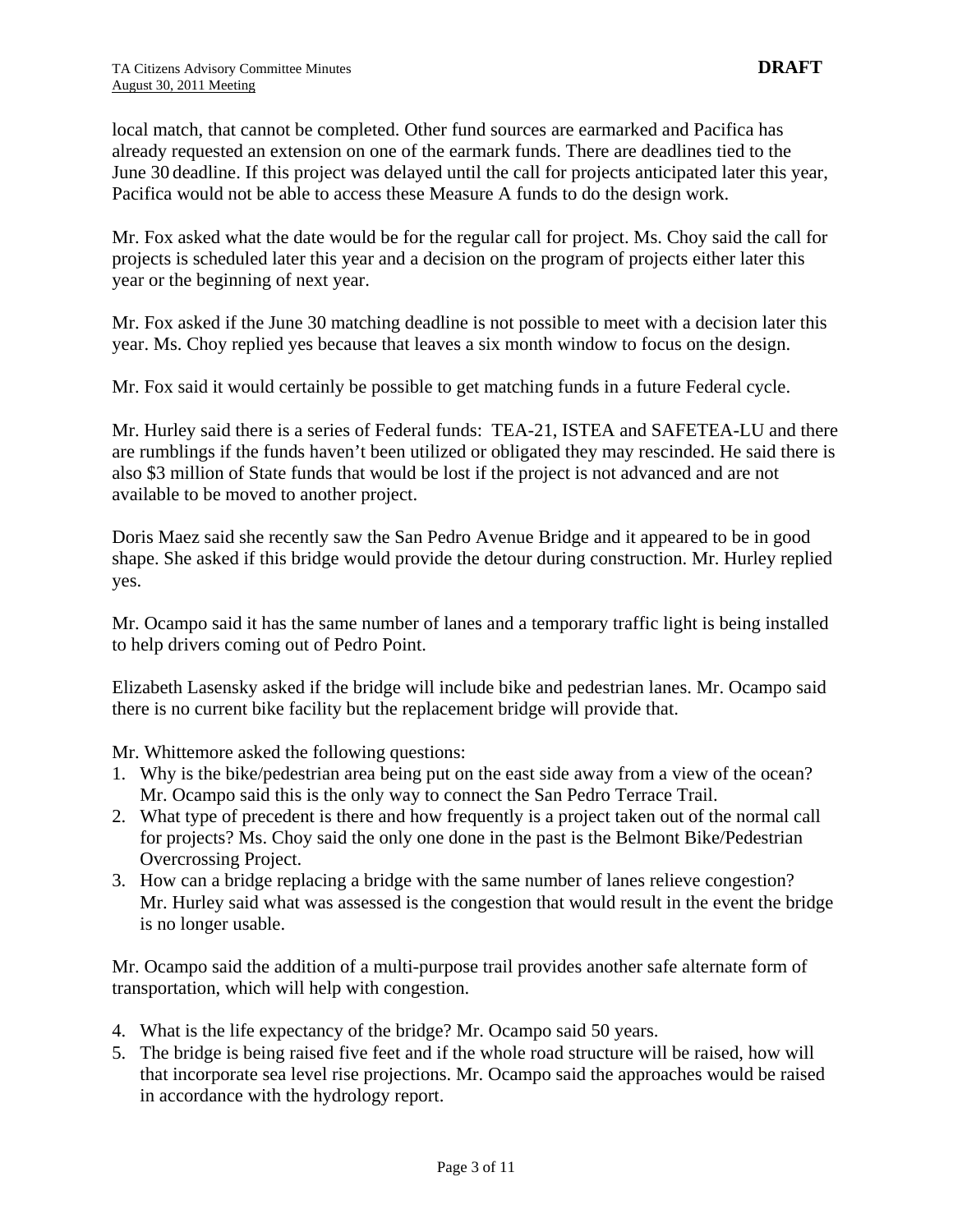local match, that cannot be completed. Other fund sources are earmarked and Pacifica has already requested an extension on one of the earmark funds. There are deadlines tied to the June 30 deadline. If this project was delayed until the call for projects anticipated later this year, Pacifica would not be able to access these Measure A funds to do the design work.

Mr. Fox asked what the date would be for the regular call for project. Ms. Choy said the call for projects is scheduled later this year and a decision on the program of projects either later this year or the beginning of next year.

Mr. Fox asked if the June 30 matching deadline is not possible to meet with a decision later this year. Ms. Choy replied yes because that leaves a six month window to focus on the design.

Mr. Fox said it would certainly be possible to get matching funds in a future Federal cycle.

Mr. Hurley said there is a series of Federal funds: TEA-21, ISTEA and SAFETEA-LU and there are rumblings if the funds haven't been utilized or obligated they may rescinded. He said there is also $3 million of State funds that would be lost if the project is not advanced and are not available to be moved to another project.

Doris Maez said she recently saw the San Pedro Avenue Bridge and it appeared to be in good shape. She asked if this bridge would provide the detour during construction. Mr. Hurley replied yes.

Mr. Ocampo said it has the same number of lanes and a temporary traffic light is being installed to help drivers coming out of Pedro Point.

Elizabeth Lasensky asked if the bridge will include bike and pedestrian lanes. Mr. Ocampo said there is no current bike facility but the replacement bridge will provide that.

Mr. Whittemore asked the following questions:

1. Why is the bike/pedestrian area being put on the east side away from a view of the ocean? Mr. Ocampo said this is the only way to connect the San Pedro Terrace Trail.
2. What type of precedent is there and how frequently is a project taken out of the normal call for projects? Ms. Choy said the only one done in the past is the Belmont Bike/Pedestrian Overcrossing Project.
3. How can a bridge replacing a bridge with the same number of lanes relieve congestion? Mr. Hurley said what was assessed is the congestion that would result in the event the bridge is no longer usable.

Mr. Ocampo said the addition of a multi-purpose trail provides another safe alternate form of transportation, which will help with congestion.

4. What is the life expectancy of the bridge? Mr. Ocampo said 50 years.
5. The bridge is being raised five feet and if the whole road structure will be raised, how will that incorporate sea level rise projections. Mr. Ocampo said the approaches would be raised in accordance with the hydrology report.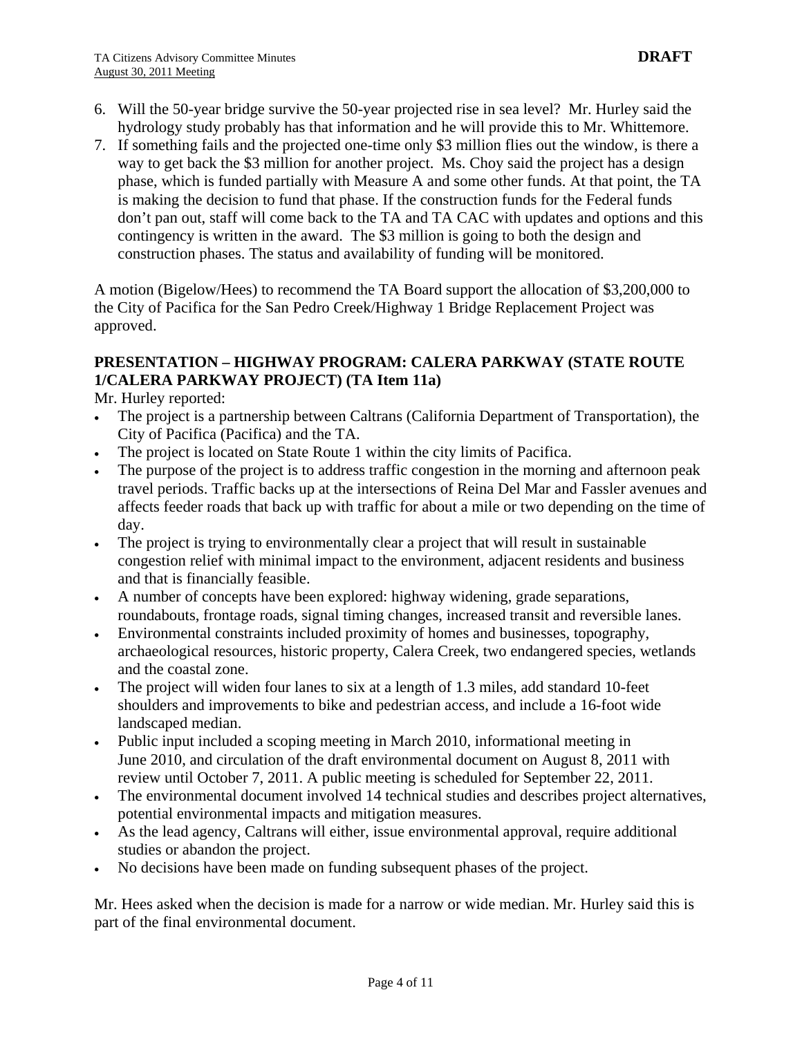6. Will the 50-year bridge survive the 50-year projected rise in sea level? Mr. Hurley said the hydrology study probably has that information and he will provide this to Mr. Whittemore.
7. If something fails and the projected one-time only $3 million flies out the window, is there a way to get back the $3 million for another project. Ms. Choy said the project has a design phase, which is funded partially with Measure A and some other funds. At that point, the TA is making the decision to fund that phase. If the construction funds for the Federal funds don't pan out, staff will come back to the TA and TA CAC with updates and options and this contingency is written in the award. The $3 million is going to both the design and construction phases. The status and availability of funding will be monitored.

A motion (Bigelow/Hees) to recommend the TA Board support the allocation of $3,200,000 to the City of Pacifica for the San Pedro Creek/Highway 1 Bridge Replacement Project was approved.

**PRESENTATION – HIGHWAY PROGRAM: CALERA PARKWAY (STATE ROUTE 1/CALERA PARKWAY PROJECT) (TA Item 11a)**

Mr. Hurley reported:

- The project is a partnership between Caltrans (California Department of Transportation), the City of Pacifica (Pacifica) and the TA.
- The project is located on State Route 1 within the city limits of Pacifica.
- The purpose of the project is to address traffic congestion in the morning and afternoon peak travel periods. Traffic backs up at the intersections of Reina Del Mar and Fassler avenues and affects feeder roads that back up with traffic for about a mile or two depending on the time of day.
- The project is trying to environmentally clear a project that will result in sustainable congestion relief with minimal impact to the environment, adjacent residents and business and that is financially feasible.
- A number of concepts have been explored: highway widening, grade separations, roundabouts, frontage roads, signal timing changes, increased transit and reversible lanes.
- Environmental constraints included proximity of homes and businesses, topography, archaeological resources, historic property, Calera Creek, two endangered species, wetlands and the coastal zone.
- The project will widen four lanes to six at a length of 1.3 miles, add standard 10-feet shoulders and improvements to bike and pedestrian access, and include a 16-foot wide landscaped median.
- Public input included a scoping meeting in March 2010, informational meeting in June 2010, and circulation of the draft environmental document on August 8, 2011 with review until October 7, 2011. A public meeting is scheduled for September 22, 2011.
- The environmental document involved 14 technical studies and describes project alternatives, potential environmental impacts and mitigation measures.
- As the lead agency, Caltrans will either, issue environmental approval, require additional studies or abandon the project.
- No decisions have been made on funding subsequent phases of the project.

Mr. Hees asked when the decision is made for a narrow or wide median. Mr. Hurley said this is part of the final environmental document.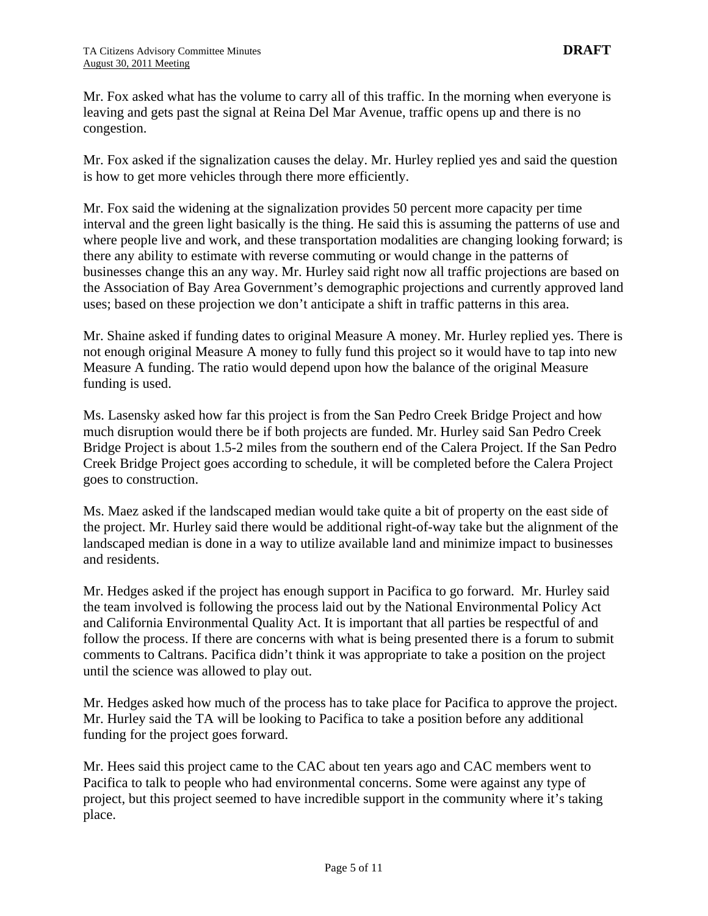Mr. Fox asked what has the volume to carry all of this traffic. In the morning when everyone is leaving and gets past the signal at Reina Del Mar Avenue, traffic opens up and there is no congestion.

Mr. Fox asked if the signalization causes the delay. Mr. Hurley replied yes and said the question is how to get more vehicles through there more efficiently.

Mr. Fox said the widening at the signalization provides 50 percent more capacity per time interval and the green light basically is the thing. He said this is assuming the patterns of use and where people live and work, and these transportation modalities are changing looking forward; is there any ability to estimate with reverse commuting or would change in the patterns of businesses change this an any way. Mr. Hurley said right now all traffic projections are based on the Association of Bay Area Government's demographic projections and currently approved land uses; based on these projection we don't anticipate a shift in traffic patterns in this area.

Mr. Shaine asked if funding dates to original Measure A money. Mr. Hurley replied yes. There is not enough original Measure A money to fully fund this project so it would have to tap into new Measure A funding. The ratio would depend upon how the balance of the original Measure funding is used.

Ms. Lasensky asked how far this project is from the San Pedro Creek Bridge Project and how much disruption would there be if both projects are funded. Mr. Hurley said San Pedro Creek Bridge Project is about 1.5-2 miles from the southern end of the Calera Project. If the San Pedro Creek Bridge Project goes according to schedule, it will be completed before the Calera Project goes to construction.

Ms. Maez asked if the landscaped median would take quite a bit of property on the east side of the project. Mr. Hurley said there would be additional right-of-way take but the alignment of the landscaped median is done in a way to utilize available land and minimize impact to businesses and residents.

Mr. Hedges asked if the project has enough support in Pacifica to go forward. Mr. Hurley said the team involved is following the process laid out by the National Environmental Policy Act and California Environmental Quality Act. It is important that all parties be respectful of and follow the process. If there are concerns with what is being presented there is a forum to submit comments to Caltrans. Pacifica didn't think it was appropriate to take a position on the project until the science was allowed to play out.

Mr. Hedges asked how much of the process has to take place for Pacifica to approve the project. Mr. Hurley said the TA will be looking to Pacifica to take a position before any additional funding for the project goes forward.

Mr. Hees said this project came to the CAC about ten years ago and CAC members went to Pacifica to talk to people who had environmental concerns. Some were against any type of project, but this project seemed to have incredible support in the community where it's taking place.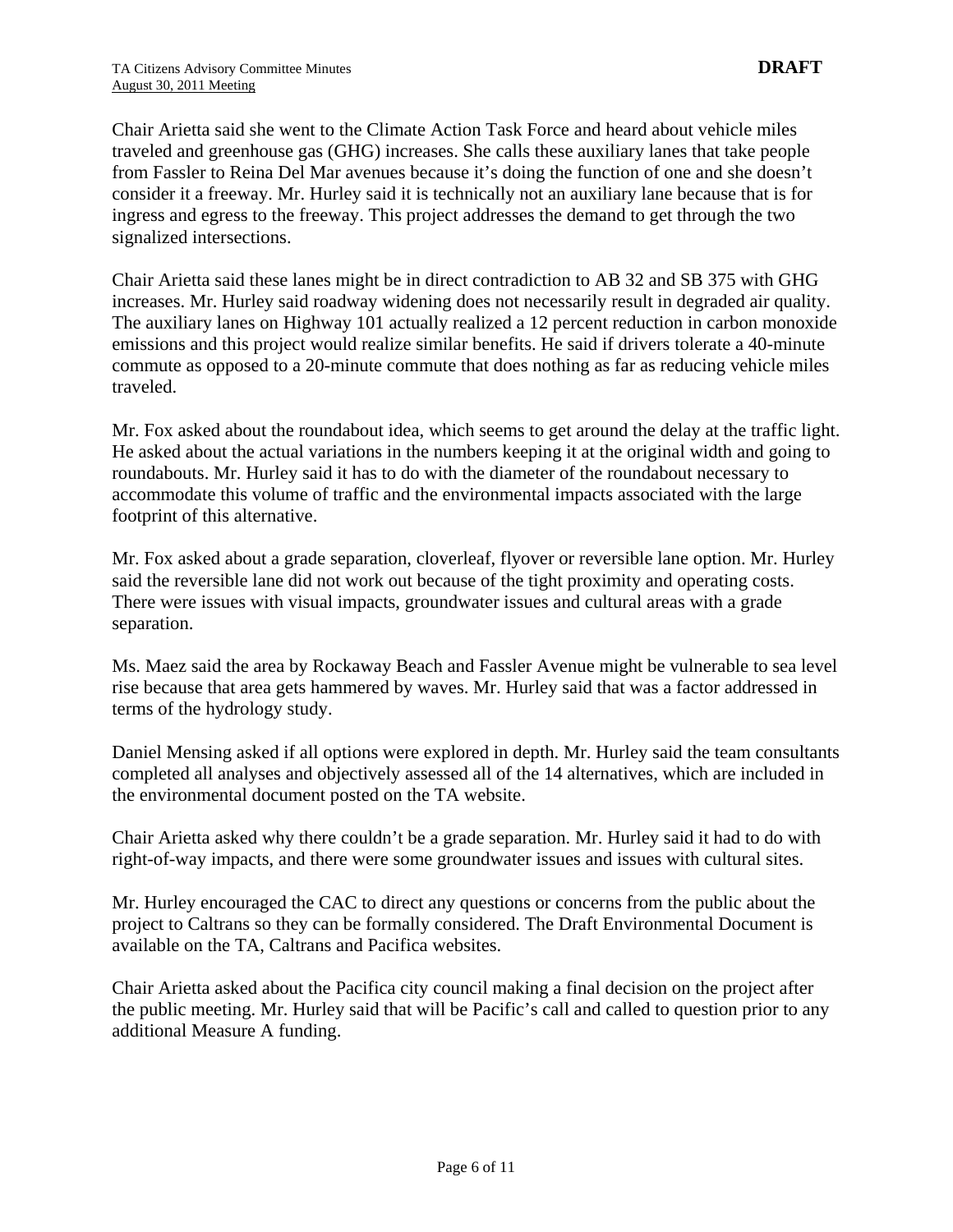Chair Arietta said she went to the Climate Action Task Force and heard about vehicle miles traveled and greenhouse gas (GHG) increases. She calls these auxiliary lanes that take people from Fassler to Reina Del Mar avenues because it's doing the function of one and she doesn't consider it a freeway. Mr. Hurley said it is technically not an auxiliary lane because that is for ingress and egress to the freeway. This project addresses the demand to get through the two signalized intersections.

Chair Arietta said these lanes might be in direct contradiction to AB 32 and SB 375 with GHG increases. Mr. Hurley said roadway widening does not necessarily result in degraded air quality. The auxiliary lanes on Highway 101 actually realized a 12 percent reduction in carbon monoxide emissions and this project would realize similar benefits. He said if drivers tolerate a 40-minute commute as opposed to a 20-minute commute that does nothing as far as reducing vehicle miles traveled.

Mr. Fox asked about the roundabout idea, which seems to get around the delay at the traffic light. He asked about the actual variations in the numbers keeping it at the original width and going to roundabouts. Mr. Hurley said it has to do with the diameter of the roundabout necessary to accommodate this volume of traffic and the environmental impacts associated with the large footprint of this alternative.

Mr. Fox asked about a grade separation, cloverleaf, flyover or reversible lane option. Mr. Hurley said the reversible lane did not work out because of the tight proximity and operating costs. There were issues with visual impacts, groundwater issues and cultural areas with a grade separation.

Ms. Maez said the area by Rockaway Beach and Fassler Avenue might be vulnerable to sea level rise because that area gets hammered by waves. Mr. Hurley said that was a factor addressed in terms of the hydrology study.

Daniel Mensing asked if all options were explored in depth. Mr. Hurley said the team consultants completed all analyses and objectively assessed all of the 14 alternatives, which are included in the environmental document posted on the TA website.

Chair Arietta asked why there couldn't be a grade separation. Mr. Hurley said it had to do with right-of-way impacts, and there were some groundwater issues and issues with cultural sites.

Mr. Hurley encouraged the CAC to direct any questions or concerns from the public about the project to Caltrans so they can be formally considered. The Draft Environmental Document is available on the TA, Caltrans and Pacifica websites.

Chair Arietta asked about the Pacifica city council making a final decision on the project after the public meeting. Mr. Hurley said that will be Pacific's call and called to question prior to any additional Measure A funding.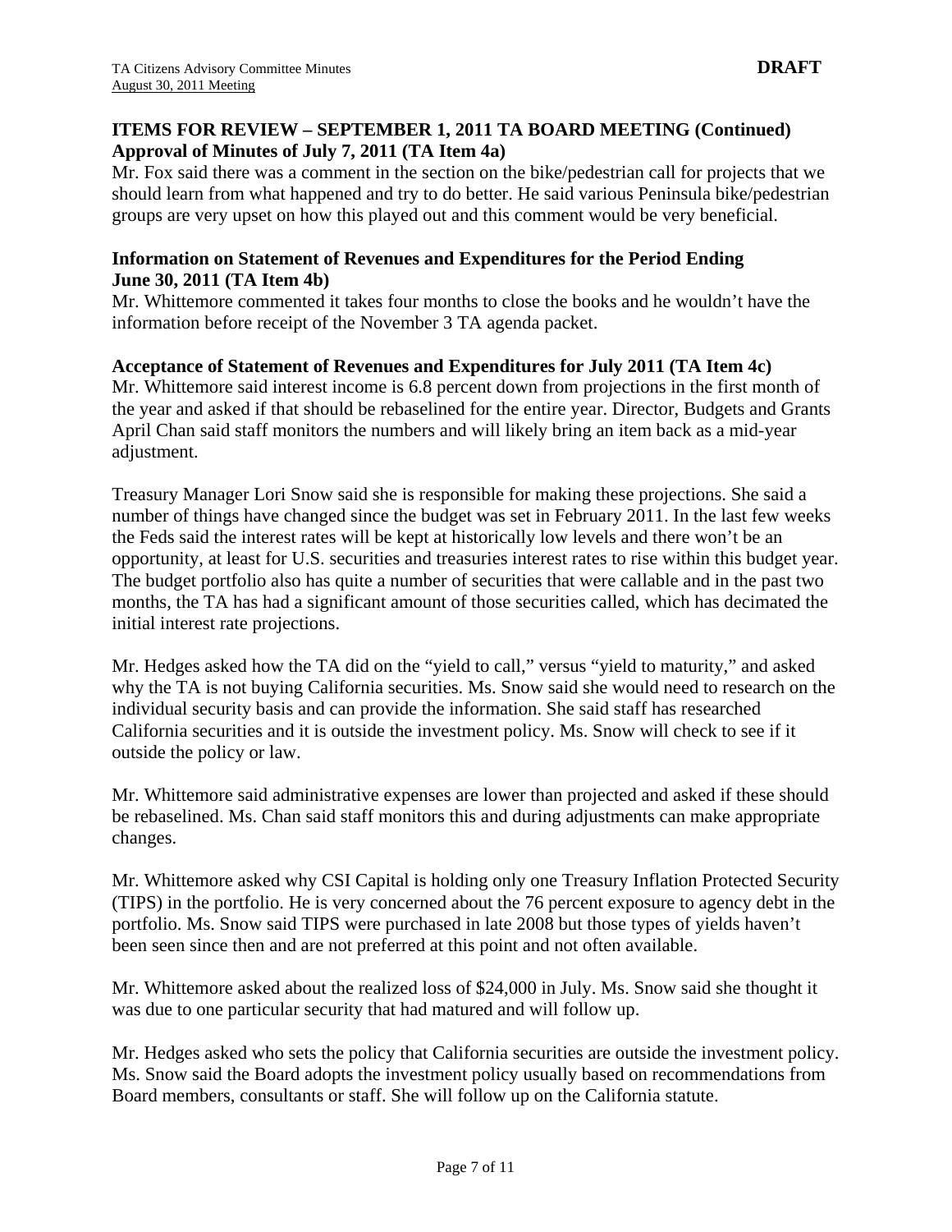## ITEMS FOR REVIEW – SEPTEMBER 1, 2011 TA BOARD MEETING (Continued)

**Approval of Minutes of July 7, 2011 (TA Item 4a)**

Mr. Fox said there was a comment in the section on the bike/pedestrian call for projects that we should learn from what happened and try to do better. He said various Peninsula bike/pedestrian groups are very upset on how this played out and this comment would be very beneficial.

**Information on Statement of Revenues and Expenditures for the Period Ending June 30, 2011 (TA Item 4b)**

Mr. Whittemore commented it takes four months to close the books and he wouldn't have the information before receipt of the November 3 TA agenda packet.

**Acceptance of Statement of Revenues and Expenditures for July 2011 (TA Item 4c)**

Mr. Whittemore said interest income is 6.8 percent down from projections in the first month of the year and asked if that should be rebaselined for the entire year. Director, Budgets and Grants April Chan said staff monitors the numbers and will likely bring an item back as a mid-year adjustment.

Treasury Manager Lori Snow said she is responsible for making these projections. She said a number of things have changed since the budget was set in February 2011. In the last few weeks the Feds said the interest rates will be kept at historically low levels and there won't be an opportunity, at least for U.S. securities and treasuries interest rates to rise within this budget year. The budget portfolio also has quite a number of securities that were callable and in the past two months, the TA has had a significant amount of those securities called, which has decimated the initial interest rate projections.

Mr. Hedges asked how the TA did on the "yield to call," versus "yield to maturity," and asked why the TA is not buying California securities. Ms. Snow said she would need to research on the individual security basis and can provide the information. She said staff has researched California securities and it is outside the investment policy. Ms. Snow will check to see if it outside the policy or law.

Mr. Whittemore said administrative expenses are lower than projected and asked if these should be rebaselined. Ms. Chan said staff monitors this and during adjustments can make appropriate changes.

Mr. Whittemore asked why CSI Capital is holding only one Treasury Inflation Protected Security (TIPS) in the portfolio. He is very concerned about the 76 percent exposure to agency debt in the portfolio. Ms. Snow said TIPS were purchased in late 2008 but those types of yields haven't been seen since then and are not preferred at this point and not often available.

Mr. Whittemore asked about the realized loss of $24,000 in July. Ms. Snow said she thought it was due to one particular security that had matured and will follow up.

Mr. Hedges asked who sets the policy that California securities are outside the investment policy. Ms. Snow said the Board adopts the investment policy usually based on recommendations from Board members, consultants or staff. She will follow up on the California statute.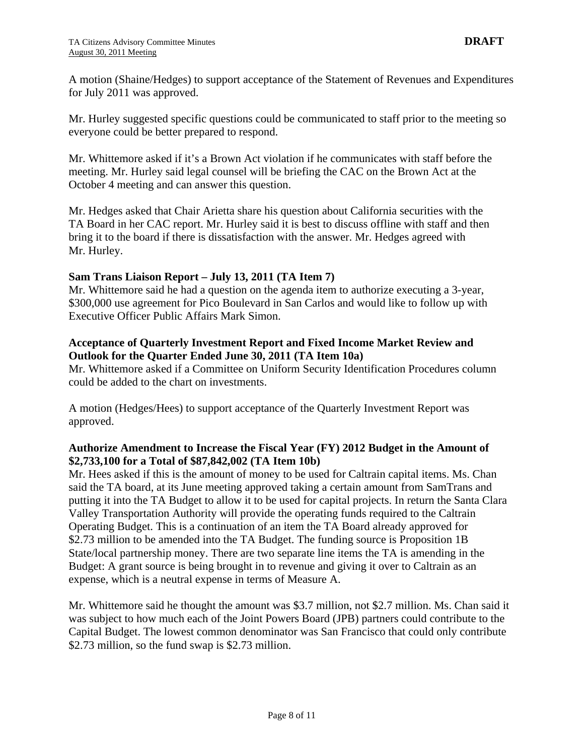A motion (Shaine/Hedges) to support acceptance of the Statement of Revenues and Expenditures for July 2011 was approved.

Mr. Hurley suggested specific questions could be communicated to staff prior to the meeting so everyone could be better prepared to respond.

Mr. Whittemore asked if it's a Brown Act violation if he communicates with staff before the meeting. Mr. Hurley said legal counsel will be briefing the CAC on the Brown Act at the October 4 meeting and can answer this question.

Mr. Hedges asked that Chair Arietta share his question about California securities with the TA Board in her CAC report. Mr. Hurley said it is best to discuss offline with staff and then bring it to the board if there is dissatisfaction with the answer. Mr. Hedges agreed with Mr. Hurley.

**Sam Trans Liaison Report – July 13, 2011 (TA Item 7)**

Mr. Whittemore said he had a question on the agenda item to authorize executing a 3-year, $300,000 use agreement for Pico Boulevard in San Carlos and would like to follow up with Executive Officer Public Affairs Mark Simon.

**Acceptance of Quarterly Investment Report and Fixed Income Market Review and Outlook for the Quarter Ended June 30, 2011 (TA Item 10a)**

Mr. Whittemore asked if a Committee on Uniform Security Identification Procedures column could be added to the chart on investments.

A motion (Hedges/Hees) to support acceptance of the Quarterly Investment Report was approved.

**Authorize Amendment to Increase the Fiscal Year (FY) 2012 Budget in the Amount of $2,733,100 for a Total of $87,842,002 (TA Item 10b)**

Mr. Hees asked if this is the amount of money to be used for Caltrain capital items. Ms. Chan said the TA board, at its June meeting approved taking a certain amount from SamTrans and putting it into the TA Budget to allow it to be used for capital projects. In return the Santa Clara Valley Transportation Authority will provide the operating funds required to the Caltrain Operating Budget. This is a continuation of an item the TA Board already approved for $2.73 million to be amended into the TA Budget. The funding source is Proposition 1B State/local partnership money. There are two separate line items the TA is amending in the Budget: A grant source is being brought in to revenue and giving it over to Caltrain as an expense, which is a neutral expense in terms of Measure A.

Mr. Whittemore said he thought the amount was $3.7 million, not $2.7 million. Ms. Chan said it was subject to how much each of the Joint Powers Board (JPB) partners could contribute to the Capital Budget. The lowest common denominator was San Francisco that could only contribute $2.73 million, so the fund swap is $2.73 million.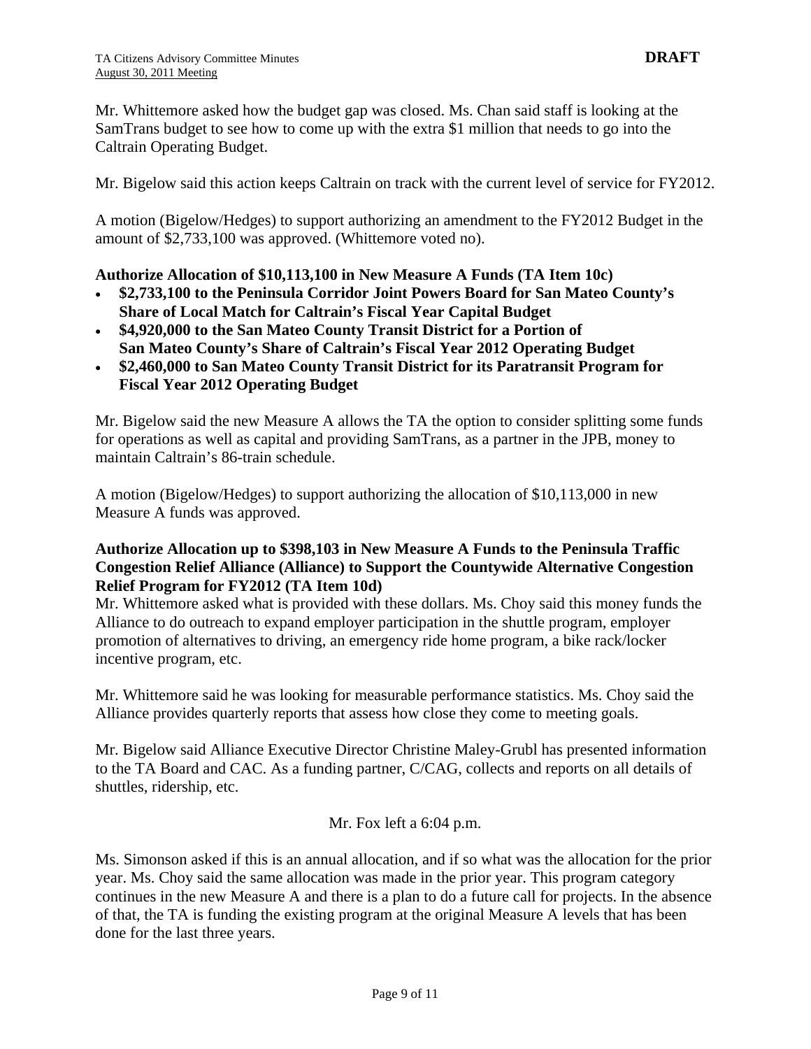Mr. Whittemore asked how the budget gap was closed. Ms. Chan said staff is looking at the SamTrans budget to see how to come up with the extra $1 million that needs to go into the Caltrain Operating Budget.

Mr. Bigelow said this action keeps Caltrain on track with the current level of service for FY2012.

A motion (Bigelow/Hedges) to support authorizing an amendment to the FY2012 Budget in the amount of $2,733,100 was approved. (Whittemore voted no).

**Authorize Allocation of $10,113,100 in New Measure A Funds (TA Item 10c)**

- **$2,733,100 to the Peninsula Corridor Joint Powers Board for San Mateo County's Share of Local Match for Caltrain's Fiscal Year Capital Budget**
- **$4,920,000 to the San Mateo County Transit District for a Portion of San Mateo County's Share of Caltrain's Fiscal Year 2012 Operating Budget**
- **$2,460,000 to San Mateo County Transit District for its Paratransit Program for Fiscal Year 2012 Operating Budget**

Mr. Bigelow said the new Measure A allows the TA the option to consider splitting some funds for operations as well as capital and providing SamTrans, as a partner in the JPB, money to maintain Caltrain's 86-train schedule.

A motion (Bigelow/Hedges) to support authorizing the allocation of $10,113,000 in new Measure A funds was approved.

**Authorize Allocation up to $398,103 in New Measure A Funds to the Peninsula Traffic Congestion Relief Alliance (Alliance) to Support the Countywide Alternative Congestion Relief Program for FY2012 (TA Item 10d)**

Mr. Whittemore asked what is provided with these dollars. Ms. Choy said this money funds the Alliance to do outreach to expand employer participation in the shuttle program, employer promotion of alternatives to driving, an emergency ride home program, a bike rack/locker incentive program, etc.

Mr. Whittemore said he was looking for measurable performance statistics. Ms. Choy said the Alliance provides quarterly reports that assess how close they come to meeting goals.

Mr. Bigelow said Alliance Executive Director Christine Maley-Grubl has presented information to the TA Board and CAC. As a funding partner, C/CAG, collects and reports on all details of shuttles, ridership, etc.

Mr. Fox left a 6:04 p.m.

Ms. Simonson asked if this is an annual allocation, and if so what was the allocation for the prior year. Ms. Choy said the same allocation was made in the prior year. This program category continues in the new Measure A and there is a plan to do a future call for projects. In the absence of that, the TA is funding the existing program at the original Measure A levels that has been done for the last three years.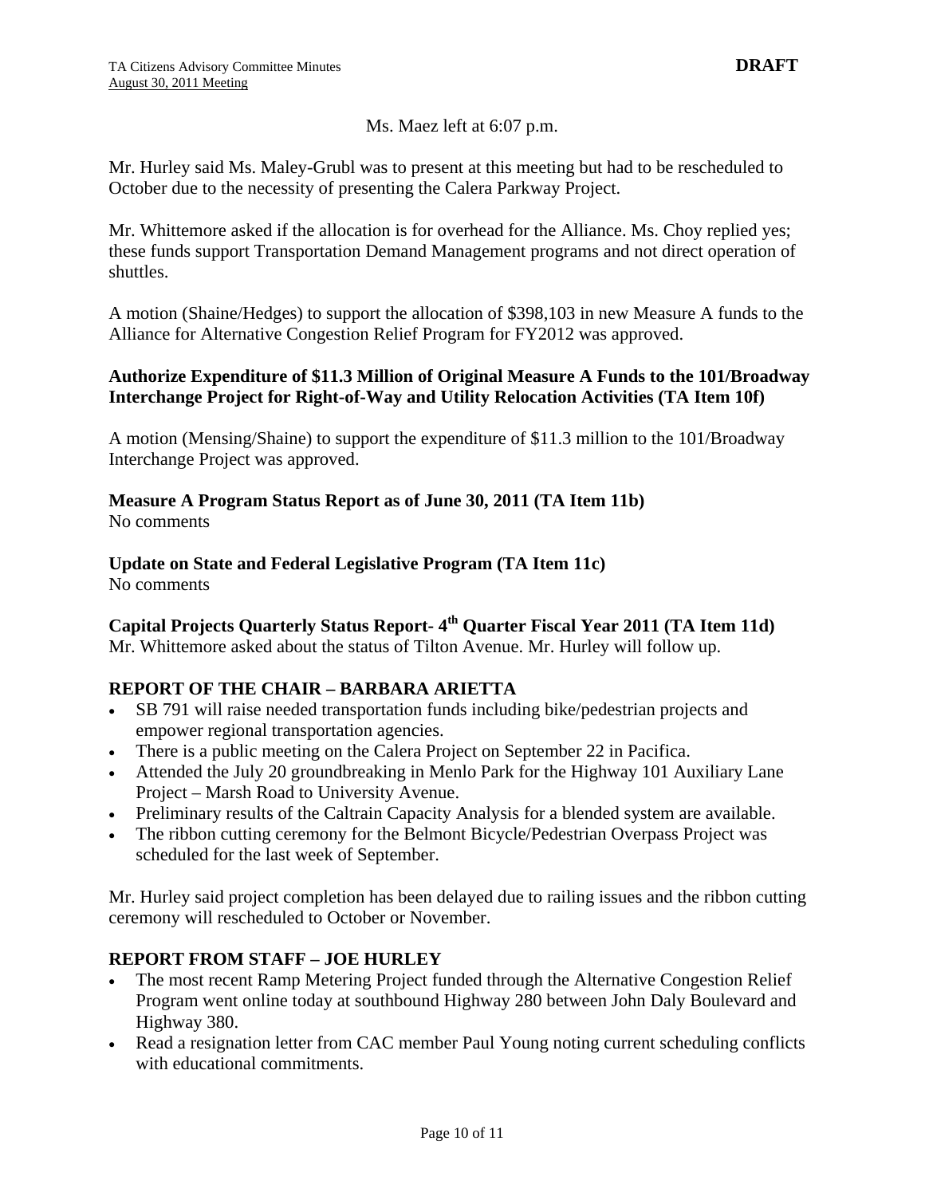Ms. Maez left at 6:07 p.m.

Mr. Hurley said Ms. Maley-Grubl was to present at this meeting but had to be rescheduled to October due to the necessity of presenting the Calera Parkway Project.

Mr. Whittemore asked if the allocation is for overhead for the Alliance. Ms. Choy replied yes; these funds support Transportation Demand Management programs and not direct operation of shuttles.

A motion (Shaine/Hedges) to support the allocation of $398,103 in new Measure A funds to the Alliance for Alternative Congestion Relief Program for FY2012 was approved.

**Authorize Expenditure of $11.3 Million of Original Measure A Funds to the 101/Broadway Interchange Project for Right-of-Way and Utility Relocation Activities (TA Item 10f)**

A motion (Mensing/Shaine) to support the expenditure of $11.3 million to the 101/Broadway Interchange Project was approved.

**Measure A Program Status Report as of June 30, 2011 (TA Item 11b)**
No comments

**Update on State and Federal Legislative Program (TA Item 11c)**
No comments

**Capital Projects Quarterly Status Report- 4th Quarter Fiscal Year 2011 (TA Item 11d)**
Mr. Whittemore asked about the status of Tilton Avenue. Mr. Hurley will follow up.

## REPORT OF THE CHAIR – BARBARA ARIETTA

- SB 791 will raise needed transportation funds including bike/pedestrian projects and empower regional transportation agencies.
- There is a public meeting on the Calera Project on September 22 in Pacifica.
- Attended the July 20 groundbreaking in Menlo Park for the Highway 101 Auxiliary Lane Project – Marsh Road to University Avenue.
- Preliminary results of the Caltrain Capacity Analysis for a blended system are available.
- The ribbon cutting ceremony for the Belmont Bicycle/Pedestrian Overpass Project was scheduled for the last week of September.

Mr. Hurley said project completion has been delayed due to railing issues and the ribbon cutting ceremony will rescheduled to October or November.

## REPORT FROM STAFF – JOE HURLEY

- The most recent Ramp Metering Project funded through the Alternative Congestion Relief Program went online today at southbound Highway 280 between John Daly Boulevard and Highway 380.
- Read a resignation letter from CAC member Paul Young noting current scheduling conflicts with educational commitments.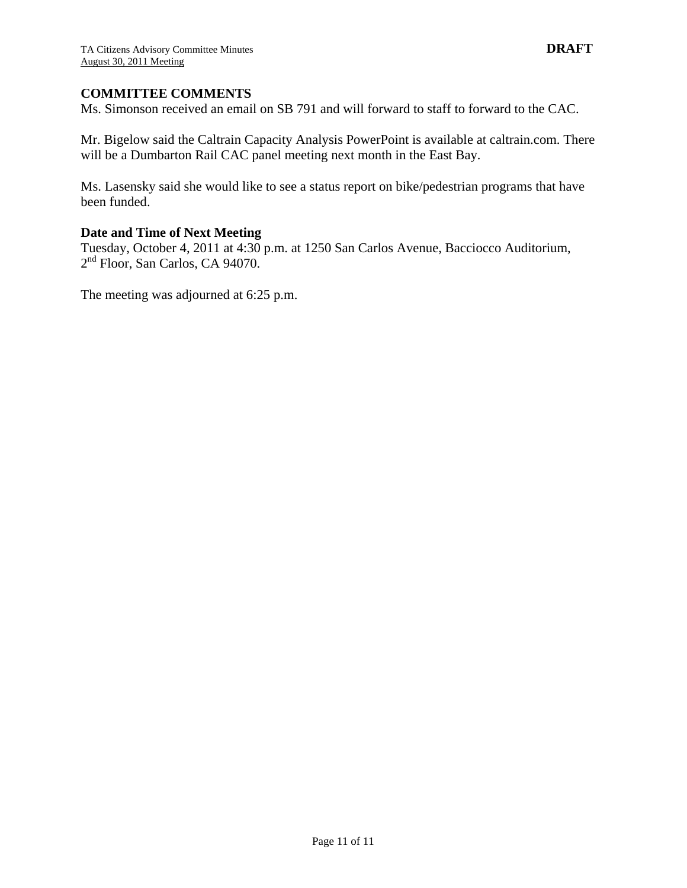## COMMITTEE COMMENTS

Ms. Simonson received an email on SB 791 and will forward to staff to forward to the CAC.

Mr. Bigelow said the Caltrain Capacity Analysis PowerPoint is available at caltrain.com. There will be a Dumbarton Rail CAC panel meeting next month in the East Bay.

Ms. Lasensky said she would like to see a status report on bike/pedestrian programs that have been funded.

### Date and Time of Next Meeting

Tuesday, October 4, 2011 at 4:30 p.m. at 1250 San Carlos Avenue, Bacciocco Auditorium, 2nd Floor, San Carlos, CA 94070.

The meeting was adjourned at 6:25 p.m.